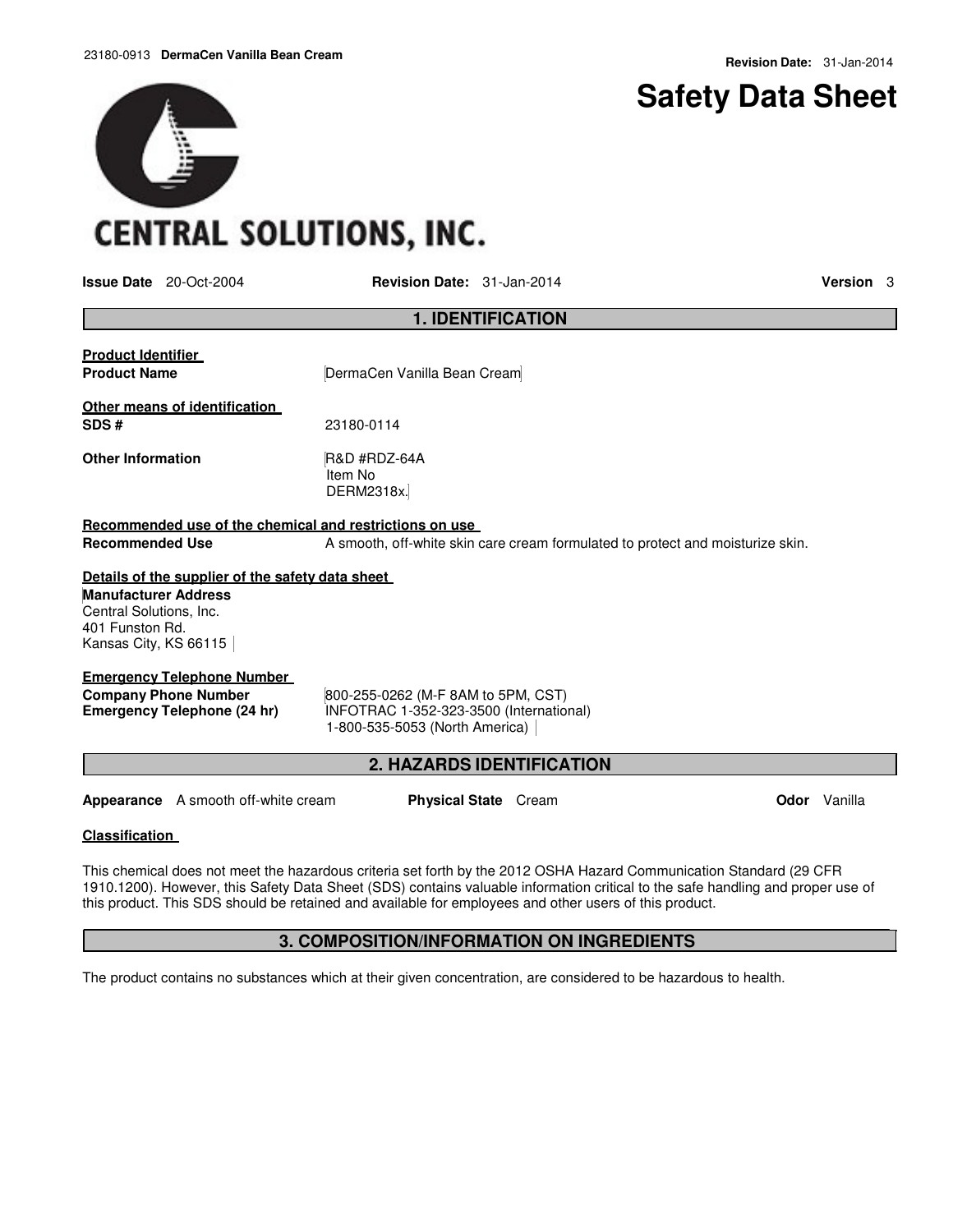**Revision Date:** 31-Jan-2014

# Safety Data Sheet

CENTRAL SOLUTIONS, INC.

**Issue Date** 20-Oct-2004 **Revision Date:** 31-Jan-2014 **Version** 3

## 1. IDENTIFICATION

**Product Identifier**

**Product Name** DermaCen Vanilla Bean Cream

**Other means of identification**

**SDS #** 23180-0114

**Other Information** R&D #RDZ-64A
Item No
DERM2318x.

**Recommended use of the chemical and restrictions on use**

**Recommended Use** A smooth, off-white skin care cream formulated to protect and moisturize skin.

**Details of the supplier of the safety data sheet**

**Manufacturer Address**
Central Solutions, Inc.
401 Funston Rd.
Kansas City, KS 66115

**Emergency Telephone Number**

**Company Phone Number** 800-255-0262 (M-F 8AM to 5PM, CST)

**Emergency Telephone (24 hr)** INFOTRAC 1-352-323-3500 (International)
1-800-535-5053 (North America)

## 2. HAZARDS IDENTIFICATION

**Appearance** A smooth off-white cream **Physical State** Cream **Odor** Vanilla

**Classification**

This chemical does not meet the hazardous criteria set forth by the 2012 OSHA Hazard Communication Standard (29 CFR 1910.1200). However, this Safety Data Sheet (SDS) contains valuable information critical to the safe handling and proper use of this product. This SDS should be retained and available for employees and other users of this product.

## 3. COMPOSITION/INFORMATION ON INGREDIENTS

The product contains no substances which at their given concentration, are considered to be hazardous to health.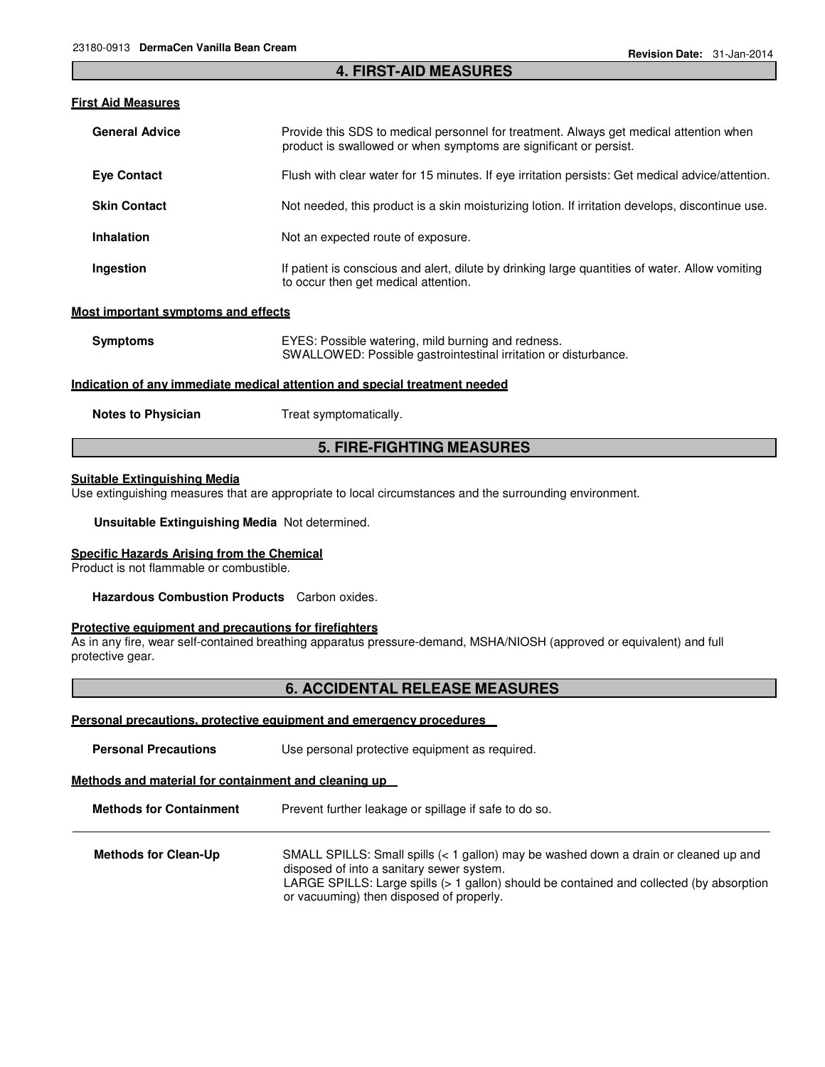## 4. FIRST-AID MEASURES

### First Aid Measures

**General Advice** Provide this SDS to medical personnel for treatment. Always get medical attention when product is swallowed or when symptoms are significant or persist.

**Eye Contact** Flush with clear water for 15 minutes. If eye irritation persists: Get medical advice/attention.

**Skin Contact** Not needed, this product is a skin moisturizing lotion. If irritation develops, discontinue use.

**Inhalation** Not an expected route of exposure.

**Ingestion** If patient is conscious and alert, dilute by drinking large quantities of water. Allow vomiting to occur then get medical attention.

### Most important symptoms and effects

**Symptoms** EYES: Possible watering, mild burning and redness.
SWALLOWED: Possible gastrointestinal irritation or disturbance.

### Indication of any immediate medical attention and special treatment needed

**Notes to Physician** Treat symptomatically.

## 5. FIRE-FIGHTING MEASURES

### Suitable Extinguishing Media

Use extinguishing measures that are appropriate to local circumstances and the surrounding environment.

**Unsuitable Extinguishing Media** Not determined.

### Specific Hazards Arising from the Chemical

Product is not flammable or combustible.

**Hazardous Combustion Products** Carbon oxides.

### Protective equipment and precautions for firefighters

As in any fire, wear self-contained breathing apparatus pressure-demand, MSHA/NIOSH (approved or equivalent) and full protective gear.

## 6. ACCIDENTAL RELEASE MEASURES

### Personal precautions, protective equipment and emergency procedures

**Personal Precautions** Use personal protective equipment as required.

### Methods and material for containment and cleaning up

**Methods for Containment** Prevent further leakage or spillage if safe to do so.

**Methods for Clean-Up** SMALL SPILLS: Small spills (< 1 gallon) may be washed down a drain or cleaned up and disposed of into a sanitary sewer system.
LARGE SPILLS: Large spills (> 1 gallon) should be contained and collected (by absorption or vacuuming) then disposed of properly.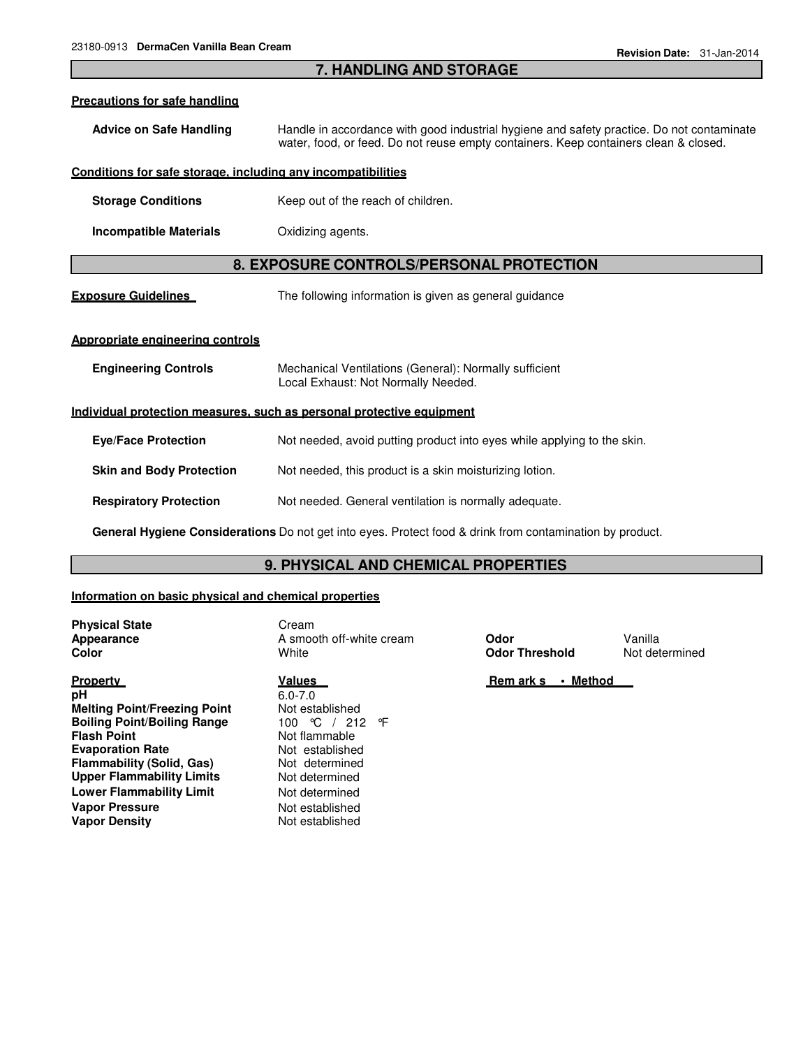## 7. HANDLING AND STORAGE

**Precautions for safe handling**

**Advice on Safe Handling** Handle in accordance with good industrial hygiene and safety practice. Do not contaminate water, food, or feed. Do not reuse empty containers. Keep containers clean & closed.

**Conditions for safe storage, including any incompatibilities**

**Storage Conditions** Keep out of the reach of children.

**Incompatible Materials** Oxidizing agents.

## 8. EXPOSURE CONTROLS/PERSONAL PROTECTION

**Exposure Guidelines** The following information is given as general guidance

**Appropriate engineering controls**

**Engineering Controls** Mechanical Ventilations (General): Normally sufficient
Local Exhaust: Not Normally Needed.

**Individual protection measures, such as personal protective equipment**

**Eye/Face Protection** Not needed, avoid putting product into eyes while applying to the skin.

**Skin and Body Protection** Not needed, this product is a skin moisturizing lotion.

**Respiratory Protection** Not needed. General ventilation is normally adequate.

**General Hygiene Considerations** Do not get into eyes. Protect food & drink from contamination by product.

## 9. PHYSICAL AND CHEMICAL PROPERTIES

**Information on basic physical and chemical properties**

**Physical State** Cream
**Appearance** A smooth off-white cream
**Color** White
**Odor** Vanilla
**Odor Threshold** Not determined

| Property | Values | Remarks • Method |
|---|---|---|
| **pH** | 6.0-7.0 | |
| **Melting Point/Freezing Point** | Not established | |
| **Boiling Point/Boiling Range** | 100 °C / 212 °F | |
| **Flash Point** | Not flammable | |
| **Evaporation Rate** | Not established | |
| **Flammability (Solid, Gas)** | Not determined | |
| **Upper Flammability Limits** | Not determined | |
| **Lower Flammability Limit** | Not determined | |
| **Vapor Pressure** | Not established | |
| **Vapor Density** | Not established | |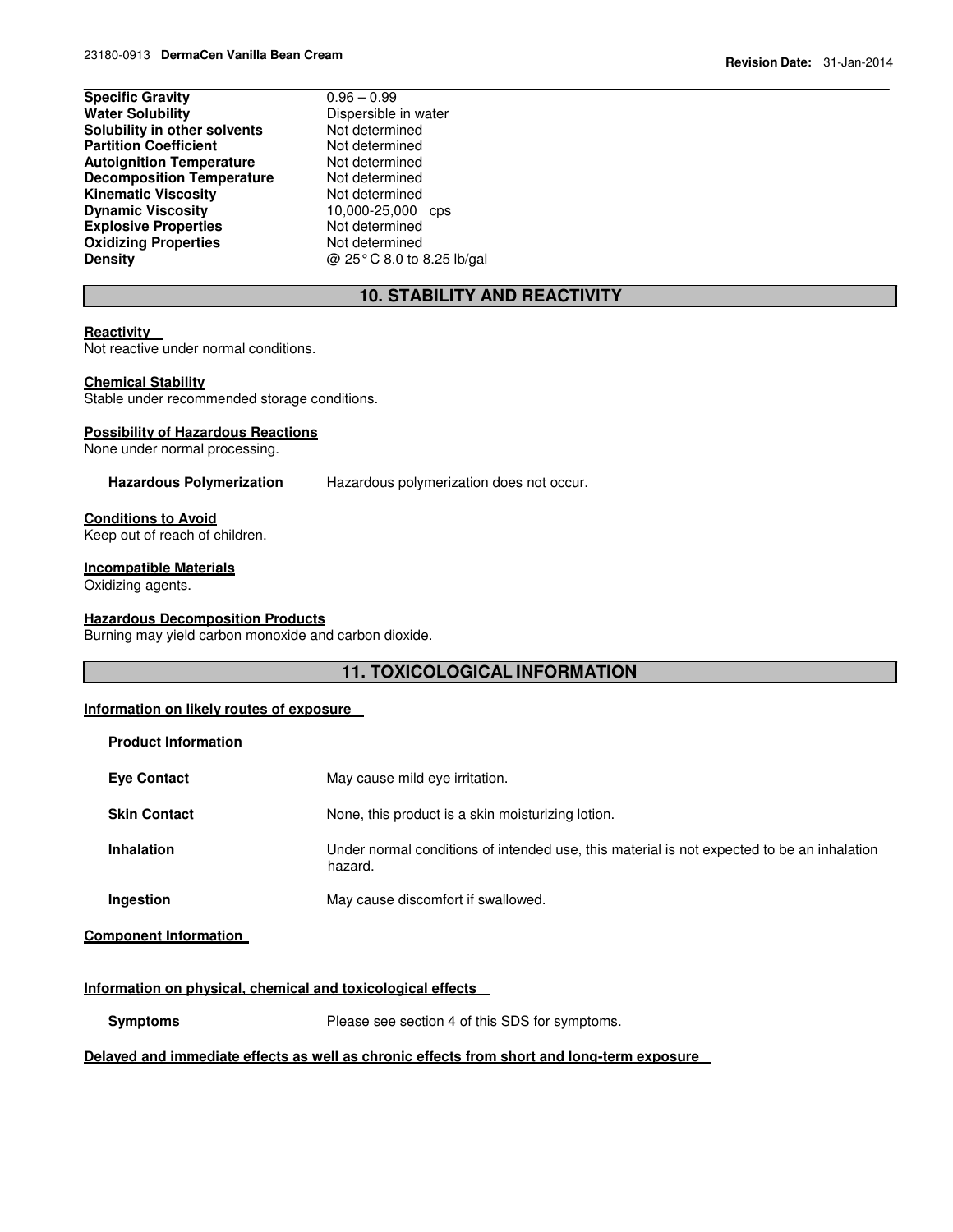| | |
|---|---|
| **Specific Gravity** | 0.96 – 0.99 |
| **Water Solubility** | Dispersible in water |
| **Solubility in other solvents** | Not determined |
| **Partition Coefficient** | Not determined |
| **Autoignition Temperature** | Not determined |
| **Decomposition Temperature** | Not determined |
| **Kinematic Viscosity** | Not determined |
| **Dynamic Viscosity** | 10,000-25,000 cps |
| **Explosive Properties** | Not determined |
| **Oxidizing Properties** | Not determined |
| **Density** | @ 25°C 8.0 to 8.25 lb/gal |

## 10. STABILITY AND REACTIVITY

**Reactivity**

Not reactive under normal conditions.

**Chemical Stability**

Stable under recommended storage conditions.

**Possibility of Hazardous Reactions**

None under normal processing.

**Hazardous Polymerization** Hazardous polymerization does not occur.

**Conditions to Avoid**

Keep out of reach of children.

**Incompatible Materials**

Oxidizing agents.

**Hazardous Decomposition Products**

Burning may yield carbon monoxide and carbon dioxide.

## 11. TOXICOLOGICAL INFORMATION

**Information on likely routes of exposure**

**Product Information**

| | |
|---|---|
| **Eye Contact** | May cause mild eye irritation. |
| **Skin Contact** | None, this product is a skin moisturizing lotion. |
| **Inhalation** | Under normal conditions of intended use, this material is not expected to be an inhalation hazard. |
| **Ingestion** | May cause discomfort if swallowed. |

**Component Information**

**Information on physical, chemical and toxicological effects**

**Symptoms** Please see section 4 of this SDS for symptoms.

**Delayed and immediate effects as well as chronic effects from short and long-term exposure**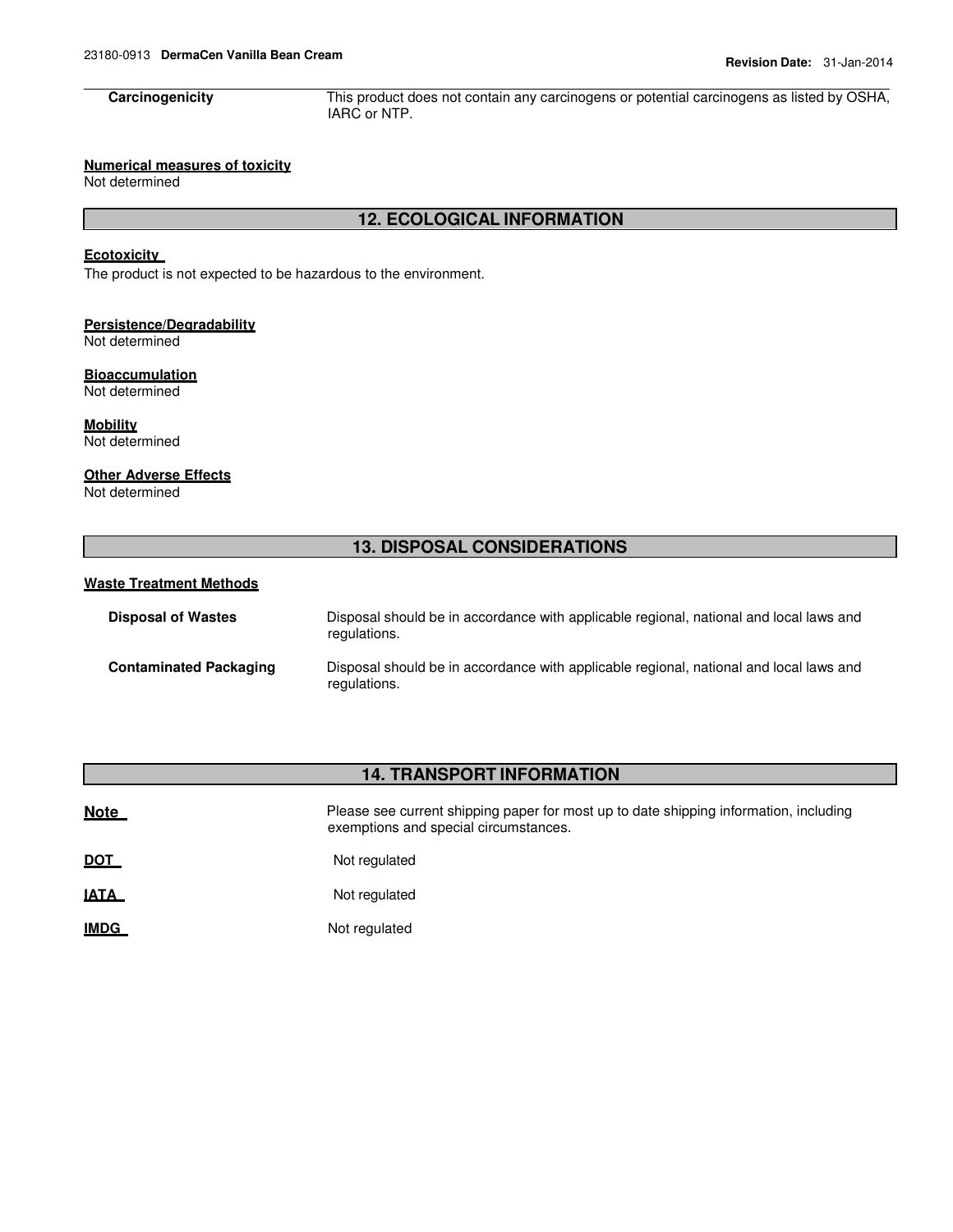| | |
|---|---|
| **Carcinogenicity** | This product does not contain any carcinogens or potential carcinogens as listed by OSHA, IARC or NTP. |

**Numerical measures of toxicity**
Not determined

## 12. ECOLOGICAL INFORMATION

**Ecotoxicity**
The product is not expected to be hazardous to the environment.

**Persistence/Degradability**
Not determined

**Bioaccumulation**
Not determined

**Mobility**
Not determined

**Other Adverse Effects**
Not determined

## 13. DISPOSAL CONSIDERATIONS

**Waste Treatment Methods**

| | |
|---|---|
| **Disposal of Wastes** | Disposal should be in accordance with applicable regional, national and local laws and regulations. |
| **Contaminated Packaging** | Disposal should be in accordance with applicable regional, national and local laws and regulations. |

## 14. TRANSPORT INFORMATION

| | |
|---|---|
| **Note** | Please see current shipping paper for most up to date shipping information, including exemptions and special circumstances. |
| **DOT** | Not regulated |
| **IATA** | Not regulated |
| **IMDG** | Not regulated |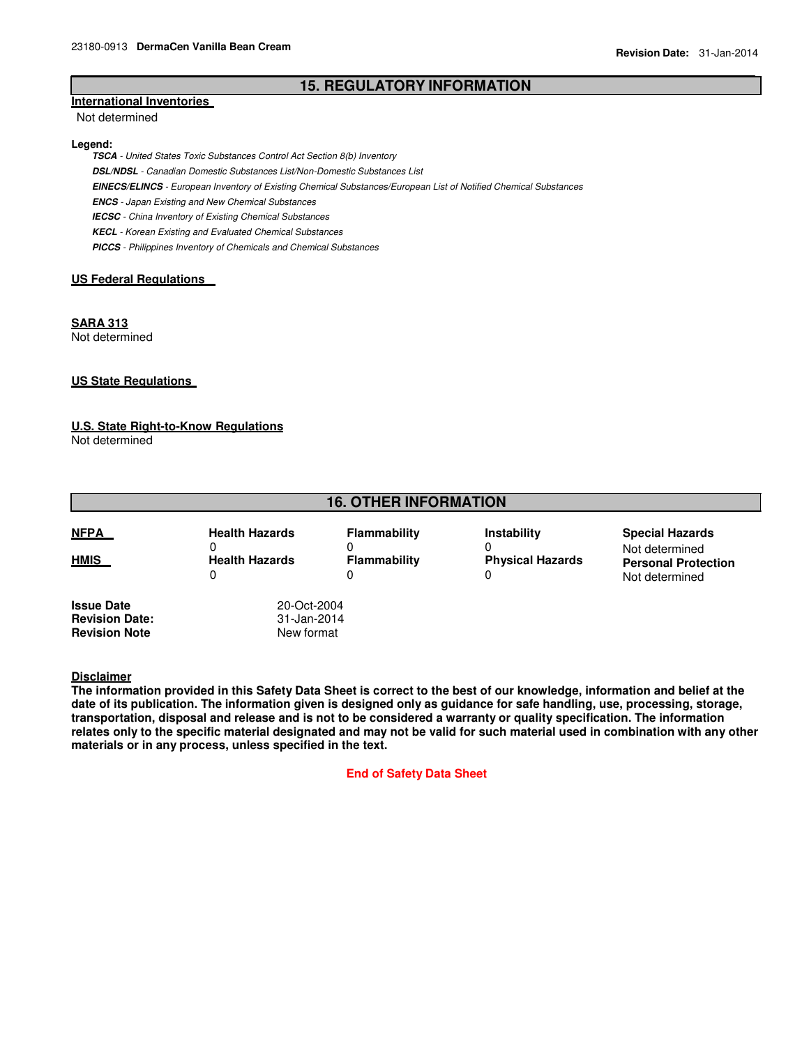## 15. REGULATORY INFORMATION

**International Inventories**

Not determined

**Legend:**

***TSCA*** *- United States Toxic Substances Control Act Section 8(b) Inventory*
***DSL/NDSL*** *- Canadian Domestic Substances List/Non-Domestic Substances List*
***EINECS/ELINCS*** *- European Inventory of Existing Chemical Substances/European List of Notified Chemical Substances*
***ENCS*** *- Japan Existing and New Chemical Substances*
***IECSC*** *- China Inventory of Existing Chemical Substances*
***KECL*** *- Korean Existing and Evaluated Chemical Substances*
***PICCS*** *- Philippines Inventory of Chemicals and Chemical Substances*

**US Federal Regulations**

**SARA 313**

Not determined

**US State Regulations**

**U.S. State Right-to-Know Regulations**

Not determined

## 16. OTHER INFORMATION

| | | | | |
|---|---|---|---|---|
| **NFPA** | **Health Hazards** 0 | **Flammability** 0 | **Instability** 0 | **Special Hazards** Not determined |
| **HMIS** | **Health Hazards** 0 | **Flammability** 0 | **Physical Hazards** 0 | **Personal Protection** Not determined |

| | |
|---|---|
| **Issue Date** | 20-Oct-2004 |
| **Revision Date:** | 31-Jan-2014 |
| **Revision Note** | New format |

**Disclaimer**

**The information provided in this Safety Data Sheet is correct to the best of our knowledge, information and belief at the date of its publication. The information given is designed only as guidance for safe handling, use, processing, storage, transportation, disposal and release and is not to be considered a warranty or quality specification. The information relates only to the specific material designated and may not be valid for such material used in combination with any other materials or in any process, unless specified in the text.**

**End of Safety Data Sheet**